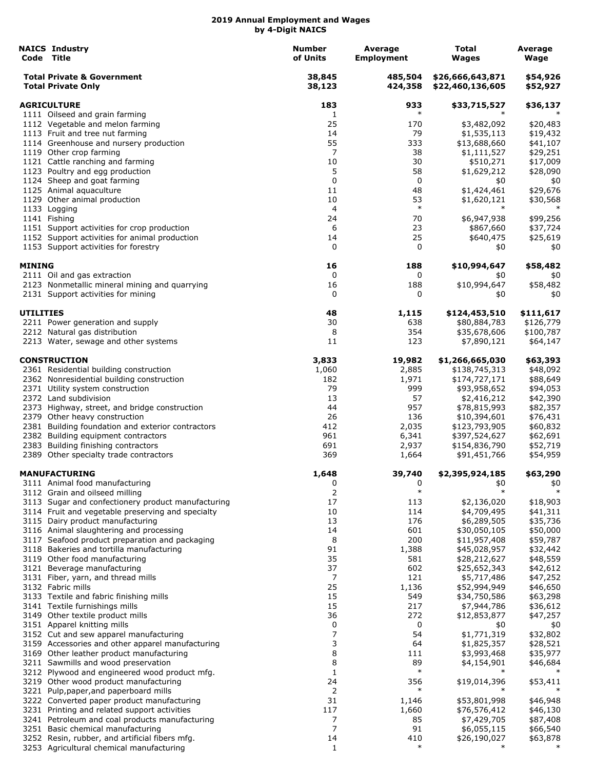# 2019 Annual Employment and Wages
## by 4-Digit NAICS

| NAICS Code | Industry Title | Number of Units | Average Employment | Total Wages | Average Wage |
|---|---|---|---|---|---|
| | **Total Private & Government** | **38,845** | **485,504** | **$26,666,643,871** | **$54,926** |
| | **Total Private Only** | **38,123** | **424,358** | **$22,460,136,605** | **$52,927** |
| | **AGRICULTURE** | **183** | **933** | **$33,715,527** | **$36,137** |
| 1111 | Oilseed and grain farming | 1 | * | * | * |
| 1112 | Vegetable and melon farming | 25 | 170 | $3,482,092 | $20,483 |
| 1113 | Fruit and tree nut farming | 14 | 79 | $1,535,113 | $19,432 |
| 1114 | Greenhouse and nursery production | 55 | 333 | $13,688,660 | $41,107 |
| 1119 | Other crop farming | 7 | 38 | $1,111,527 | $29,251 |
| 1121 | Cattle ranching and farming | 10 | 30 | $510,271 | $17,009 |
| 1123 | Poultry and egg production | 5 | 58 | $1,629,212 | $28,090 |
| 1124 | Sheep and goat farming | 0 | 0 | $0 | $0 |
| 1125 | Animal aquaculture | 11 | 48 | $1,424,461 | $29,676 |
| 1129 | Other animal production | 10 | 53 | $1,620,121 | $30,568 |
| 1133 | Logging | 4 | * | * | * |
| 1141 | Fishing | 24 | 70 | $6,947,938 | $99,256 |
| 1151 | Support activities for crop production | 6 | 23 | $867,660 | $37,724 |
| 1152 | Support activities for animal production | 14 | 25 | $640,475 | $25,619 |
| 1153 | Support activities for forestry | 0 | 0 | $0 | $0 |
| | **MINING** | **16** | **188** | **$10,994,647** | **$58,482** |
| 2111 | Oil and gas extraction | 0 | 0 | $0 | $0 |
| 2123 | Nonmetallic mineral mining and quarrying | 16 | 188 | $10,994,647 | $58,482 |
| 2131 | Support activities for mining | 0 | 0 | $0 | $0 |
| | **UTILITIES** | **48** | **1,115** | **$124,453,510** | **$111,617** |
| 2211 | Power generation and supply | 30 | 638 | $80,884,783 | $126,779 |
| 2212 | Natural gas distribution | 8 | 354 | $35,678,606 | $100,787 |
| 2213 | Water, sewage and other systems | 11 | 123 | $7,890,121 | $64,147 |
| | **CONSTRUCTION** | **3,833** | **19,982** | **$1,266,665,030** | **$63,393** |
| 2361 | Residential building construction | 1,060 | 2,885 | $138,745,313 | $48,092 |
| 2362 | Nonresidential building construction | 182 | 1,971 | $174,727,171 | $88,649 |
| 2371 | Utility system construction | 79 | 999 | $93,958,652 | $94,053 |
| 2372 | Land subdivision | 13 | 57 | $2,416,212 | $42,390 |
| 2373 | Highway, street, and bridge construction | 44 | 957 | $78,815,993 | $82,357 |
| 2379 | Other heavy construction | 26 | 136 | $10,394,601 | $76,431 |
| 2381 | Building foundation and exterior contractors | 412 | 2,035 | $123,793,905 | $60,832 |
| 2382 | Building equipment contractors | 961 | 6,341 | $397,524,627 | $62,691 |
| 2383 | Building finishing contractors | 691 | 2,937 | $154,836,790 | $52,719 |
| 2389 | Other specialty trade contractors | 369 | 1,664 | $91,451,766 | $54,959 |
| | **MANUFACTURING** | **1,648** | **39,740** | **$2,395,924,185** | **$63,290** |
| 3111 | Animal food manufacturing | 0 | 0 | $0 | $0 |
| 3112 | Grain and oilseed milling | 2 | * | * | * |
| 3113 | Sugar and confectionery product manufacturing | 17 | 113 | $2,136,020 | $18,903 |
| 3114 | Fruit and vegetable preserving and specialty | 10 | 114 | $4,709,495 | $41,311 |
| 3115 | Dairy product manufacturing | 13 | 176 | $6,289,505 | $35,736 |
| 3116 | Animal slaughtering and processing | 14 | 601 | $30,050,105 | $50,000 |
| 3117 | Seafood product preparation and packaging | 8 | 200 | $11,957,408 | $59,787 |
| 3118 | Bakeries and tortilla manufacturing | 91 | 1,388 | $45,028,957 | $32,442 |
| 3119 | Other food manufacturing | 35 | 581 | $28,212,627 | $48,559 |
| 3121 | Beverage manufacturing | 37 | 602 | $25,652,343 | $42,612 |
| 3131 | Fiber, yarn, and thread mills | 7 | 121 | $5,717,486 | $47,252 |
| 3132 | Fabric mills | 25 | 1,136 | $52,994,949 | $46,650 |
| 3133 | Textile and fabric finishing mills | 15 | 549 | $34,750,586 | $63,298 |
| 3141 | Textile furnishings mills | 15 | 217 | $7,944,786 | $36,612 |
| 3149 | Other textile product mills | 36 | 272 | $12,853,877 | $47,257 |
| 3151 | Apparel knitting mills | 0 | 0 | $0 | $0 |
| 3152 | Cut and sew apparel manufacturing | 7 | 54 | $1,771,319 | $32,802 |
| 3159 | Accessories and other apparel manufacturing | 3 | 64 | $1,825,357 | $28,521 |
| 3169 | Other leather product manufacturing | 8 | 111 | $3,993,468 | $35,977 |
| 3211 | Sawmills and wood preservation | 8 | 89 | $4,154,901 | $46,684 |
| 3212 | Plywood and engineered wood product mfg. | 1 | * | * | * |
| 3219 | Other wood product manufacturing | 24 | 356 | $19,014,396 | $53,411 |
| 3221 | Pulp,paper,and paperboard mills | 2 | * | * | * |
| 3222 | Converted paper product manufacturing | 31 | 1,146 | $53,801,998 | $46,948 |
| 3231 | Printing and related support activities | 117 | 1,660 | $76,576,412 | $46,130 |
| 3241 | Petroleum and coal products manufacturing | 7 | 85 | $7,429,705 | $87,408 |
| 3251 | Basic chemical manufacturing | 7 | 91 | $6,055,115 | $66,540 |
| 3252 | Resin, rubber, and artificial fibers mfg. | 14 | 410 | $26,190,027 | $63,878 |
| 3253 | Agricultural chemical manufacturing | 1 | * | * | * |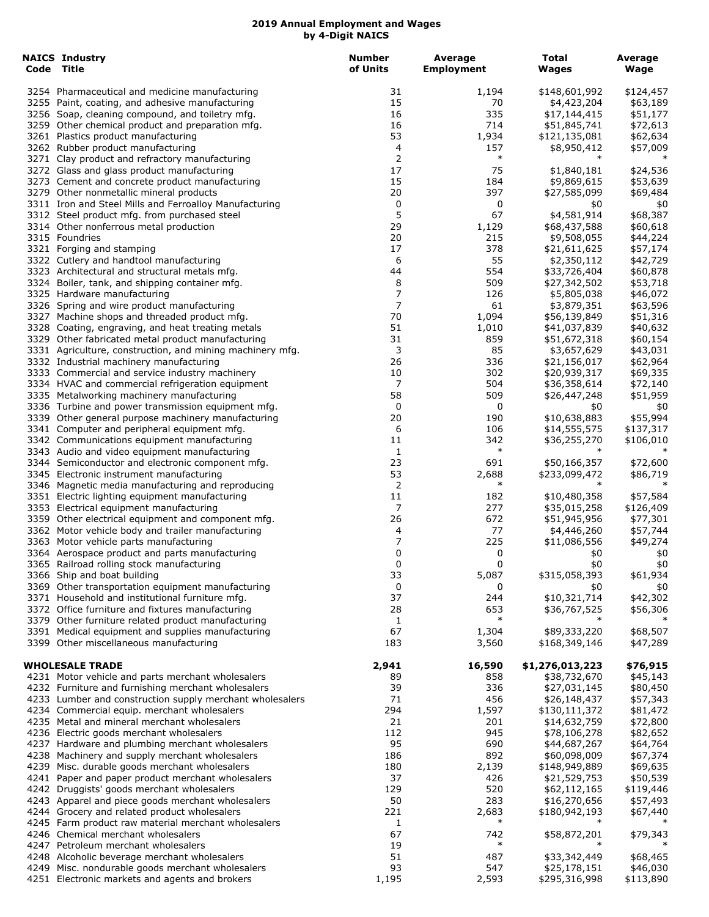## 2019 Annual Employment and Wages by 4-Digit NAICS

| NAICS Code | Industry Title | Number of Units | Average Employment | Total Wages | Average Wage |
|---|---|---|---|---|---|
| 3254 | Pharmaceutical and medicine manufacturing | 31 | 1,194 | $148,601,992 | $124,457 |
| 3255 | Paint, coating, and adhesive manufacturing | 15 | 70 | $4,423,204 | $63,189 |
| 3256 | Soap, cleaning compound, and toiletry mfg. | 16 | 335 | $17,144,415 | $51,177 |
| 3259 | Other chemical product and preparation mfg. | 16 | 714 | $51,845,741 | $72,613 |
| 3261 | Plastics product manufacturing | 53 | 1,934 | $121,135,081 | $62,634 |
| 3262 | Rubber product manufacturing | 4 | 157 | $8,950,412 | $57,009 |
| 3271 | Clay product and refractory manufacturing | 2 | * | * | * |
| 3272 | Glass and glass product manufacturing | 17 | 75 | $1,840,181 | $24,536 |
| 3273 | Cement and concrete product manufacturing | 15 | 184 | $9,869,615 | $53,639 |
| 3279 | Other nonmetallic mineral products | 20 | 397 | $27,585,099 | $69,484 |
| 3311 | Iron and Steel Mills and Ferroalloy Manufacturing | 0 | 0 | $0 | $0 |
| 3312 | Steel product mfg. from purchased steel | 5 | 67 | $4,581,914 | $68,387 |
| 3314 | Other nonferrous metal production | 29 | 1,129 | $68,437,588 | $60,618 |
| 3315 | Foundries | 20 | 215 | $9,508,055 | $44,224 |
| 3321 | Forging and stamping | 17 | 378 | $21,611,625 | $57,174 |
| 3322 | Cutlery and handtool manufacturing | 6 | 55 | $2,350,112 | $42,729 |
| 3323 | Architectural and structural metals mfg. | 44 | 554 | $33,726,404 | $60,878 |
| 3324 | Boiler, tank, and shipping container mfg. | 8 | 509 | $27,342,502 | $53,718 |
| 3325 | Hardware manufacturing | 7 | 126 | $5,805,038 | $46,072 |
| 3326 | Spring and wire product manufacturing | 7 | 61 | $3,879,351 | $63,596 |
| 3327 | Machine shops and threaded product mfg. | 70 | 1,094 | $56,139,849 | $51,316 |
| 3328 | Coating, engraving, and heat treating metals | 51 | 1,010 | $41,037,839 | $40,632 |
| 3329 | Other fabricated metal product manufacturing | 31 | 859 | $51,672,318 | $60,154 |
| 3331 | Agriculture, construction, and mining machinery mfg. | 3 | 85 | $3,657,629 | $43,031 |
| 3332 | Industrial machinery manufacturing | 26 | 336 | $21,156,017 | $62,964 |
| 3333 | Commercial and service industry machinery | 10 | 302 | $20,939,317 | $69,335 |
| 3334 | HVAC and commercial refrigeration equipment | 7 | 504 | $36,358,614 | $72,140 |
| 3335 | Metalworking machinery manufacturing | 58 | 509 | $26,447,248 | $51,959 |
| 3336 | Turbine and power transmission equipment mfg. | 0 | 0 | $0 | $0 |
| 3339 | Other general purpose machinery manufacturing | 20 | 190 | $10,638,883 | $55,994 |
| 3341 | Computer and peripheral equipment mfg. | 6 | 106 | $14,555,575 | $137,317 |
| 3342 | Communications equipment manufacturing | 11 | 342 | $36,255,270 | $106,010 |
| 3343 | Audio and video equipment manufacturing | 1 | * | * | * |
| 3344 | Semiconductor and electronic component mfg. | 23 | 691 | $50,166,357 | $72,600 |
| 3345 | Electronic instrument manufacturing | 53 | 2,688 | $233,099,472 | $86,719 |
| 3346 | Magnetic media manufacturing and reproducing | 2 | * | * | * |
| 3351 | Electric lighting equipment manufacturing | 11 | 182 | $10,480,358 | $57,584 |
| 3353 | Electrical equipment manufacturing | 7 | 277 | $35,015,258 | $126,409 |
| 3359 | Other electrical equipment and component mfg. | 26 | 672 | $51,945,956 | $77,301 |
| 3362 | Motor vehicle body and trailer manufacturing | 4 | 77 | $4,446,260 | $57,744 |
| 3363 | Motor vehicle parts manufacturing | 7 | 225 | $11,086,556 | $49,274 |
| 3364 | Aerospace product and parts manufacturing | 0 | 0 | $0 | $0 |
| 3365 | Railroad rolling stock manufacturing | 0 | 0 | $0 | $0 |
| 3366 | Ship and boat building | 33 | 5,087 | $315,058,393 | $61,934 |
| 3369 | Other transportation equipment manufacturing | 0 | 0 | $0 | $0 |
| 3371 | Household and institutional furniture mfg. | 37 | 244 | $10,321,714 | $42,302 |
| 3372 | Office furniture and fixtures manufacturing | 28 | 653 | $36,767,525 | $56,306 |
| 3379 | Other furniture related product manufacturing | 1 | * | * | * |
| 3391 | Medical equipment and supplies manufacturing | 67 | 1,304 | $89,333,220 | $68,507 |
| 3399 | Other miscellaneous manufacturing | 183 | 3,560 | $168,349,146 | $47,289 |
| | **WHOLESALE TRADE** | **2,941** | **16,590** | **$1,276,013,223** | **$76,915** |
| 4231 | Motor vehicle and parts merchant wholesalers | 89 | 858 | $38,732,670 | $45,143 |
| 4232 | Furniture and furnishing merchant wholesalers | 39 | 336 | $27,031,145 | $80,450 |
| 4233 | Lumber and construction supply merchant wholesalers | 71 | 456 | $26,148,437 | $57,343 |
| 4234 | Commercial equip. merchant wholesalers | 294 | 1,597 | $130,111,372 | $81,472 |
| 4235 | Metal and mineral merchant wholesalers | 21 | 201 | $14,632,759 | $72,800 |
| 4236 | Electric goods merchant wholesalers | 112 | 945 | $78,106,278 | $82,652 |
| 4237 | Hardware and plumbing merchant wholesalers | 95 | 690 | $44,687,267 | $64,764 |
| 4238 | Machinery and supply merchant wholesalers | 186 | 892 | $60,098,009 | $67,374 |
| 4239 | Misc. durable goods merchant wholesalers | 180 | 2,139 | $148,949,889 | $69,635 |
| 4241 | Paper and paper product merchant wholesalers | 37 | 426 | $21,529,753 | $50,539 |
| 4242 | Druggists' goods merchant wholesalers | 129 | 520 | $62,112,165 | $119,446 |
| 4243 | Apparel and piece goods merchant wholesalers | 50 | 283 | $16,270,656 | $57,493 |
| 4244 | Grocery and related product wholesalers | 221 | 2,683 | $180,942,193 | $67,440 |
| 4245 | Farm product raw material merchant wholesalers | 1 | * | * | * |
| 4246 | Chemical merchant wholesalers | 67 | 742 | $58,872,201 | $79,343 |
| 4247 | Petroleum merchant wholesalers | 19 | * | * | * |
| 4248 | Alcoholic beverage merchant wholesalers | 51 | 487 | $33,342,449 | $68,465 |
| 4249 | Misc. nondurable goods merchant wholesalers | 93 | 547 | $25,178,151 | $46,030 |
| 4251 | Electronic markets and agents and brokers | 1,195 | 2,593 | $295,316,998 | $113,890 |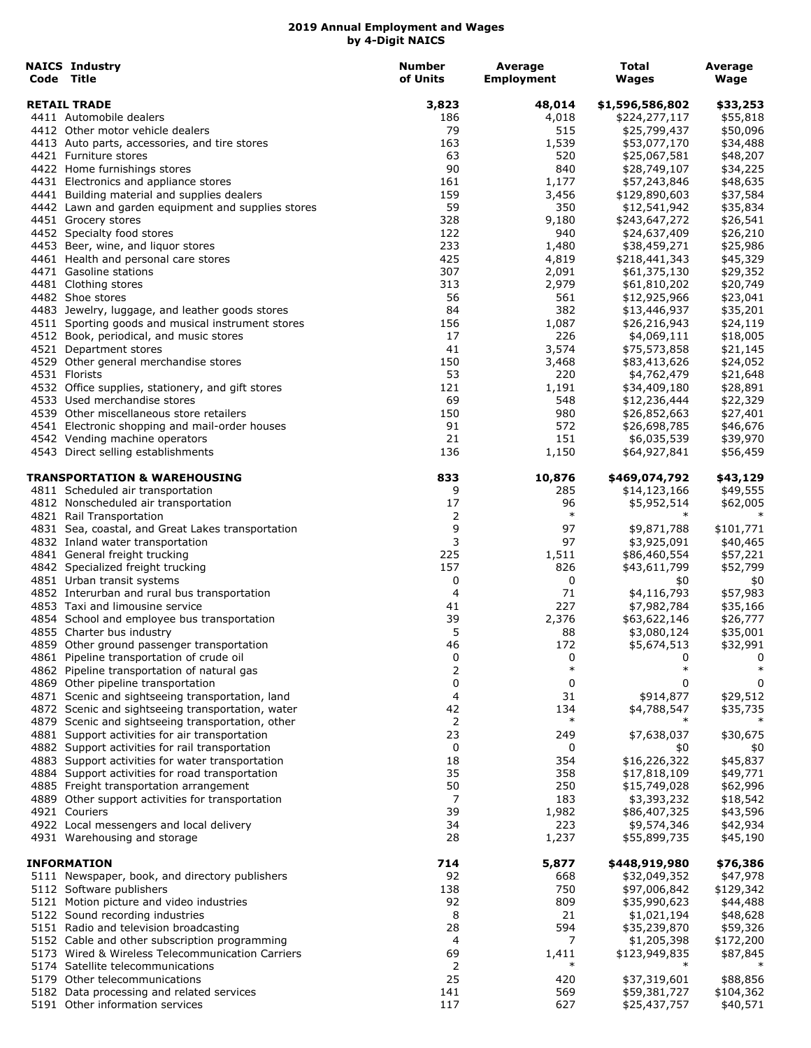## 2019 Annual Employment and Wages by 4-Digit NAICS

| NAICS Code | Industry Title | Number of Units | Average Employment | Total Wages | Average Wage |
|---|---|---|---|---|---|
| | **RETAIL TRADE** | **3,823** | **48,014** | **$1,596,586,802** | **$33,253** |
| 4411 | Automobile dealers | 186 | 4,018 | $224,277,117 | $55,818 |
| 4412 | Other motor vehicle dealers | 79 | 515 | $25,799,437 | $50,096 |
| 4413 | Auto parts, accessories, and tire stores | 163 | 1,539 | $53,077,170 | $34,488 |
| 4421 | Furniture stores | 63 | 520 | $25,067,581 | $48,207 |
| 4422 | Home furnishings stores | 90 | 840 | $28,749,107 | $34,225 |
| 4431 | Electronics and appliance stores | 161 | 1,177 | $57,243,846 | $48,635 |
| 4441 | Building material and supplies dealers | 159 | 3,456 | $129,890,603 | $37,584 |
| 4442 | Lawn and garden equipment and supplies stores | 59 | 350 | $12,541,942 | $35,834 |
| 4451 | Grocery stores | 328 | 9,180 | $243,647,272 | $26,541 |
| 4452 | Specialty food stores | 122 | 940 | $24,637,409 | $26,210 |
| 4453 | Beer, wine, and liquor stores | 233 | 1,480 | $38,459,271 | $25,986 |
| 4461 | Health and personal care stores | 425 | 4,819 | $218,441,343 | $45,329 |
| 4471 | Gasoline stations | 307 | 2,091 | $61,375,130 | $29,352 |
| 4481 | Clothing stores | 313 | 2,979 | $61,810,202 | $20,749 |
| 4482 | Shoe stores | 56 | 561 | $12,925,966 | $23,041 |
| 4483 | Jewelry, luggage, and leather goods stores | 84 | 382 | $13,446,937 | $35,201 |
| 4511 | Sporting goods and musical instrument stores | 156 | 1,087 | $26,216,943 | $24,119 |
| 4512 | Book, periodical, and music stores | 17 | 226 | $4,069,111 | $18,005 |
| 4521 | Department stores | 41 | 3,574 | $75,573,858 | $21,145 |
| 4529 | Other general merchandise stores | 150 | 3,468 | $83,413,626 | $24,052 |
| 4531 | Florists | 53 | 220 | $4,762,479 | $21,648 |
| 4532 | Office supplies, stationery, and gift stores | 121 | 1,191 | $34,409,180 | $28,891 |
| 4533 | Used merchandise stores | 69 | 548 | $12,236,444 | $22,329 |
| 4539 | Other miscellaneous store retailers | 150 | 980 | $26,852,663 | $27,401 |
| 4541 | Electronic shopping and mail-order houses | 91 | 572 | $26,698,785 | $46,676 |
| 4542 | Vending machine operators | 21 | 151 | $6,035,539 | $39,970 |
| 4543 | Direct selling establishments | 136 | 1,150 | $64,927,841 | $56,459 |
| | **TRANSPORTATION & WAREHOUSING** | **833** | **10,876** | **$469,074,792** | **$43,129** |
| 4811 | Scheduled air transportation | 9 | 285 | $14,123,166 | $49,555 |
| 4812 | Nonscheduled air transportation | 17 | 96 | $5,952,514 | $62,005 |
| 4821 | Rail Transportation | 2 | * | * | * |
| 4831 | Sea, coastal, and Great Lakes transportation | 9 | 97 | $9,871,788 | $101,771 |
| 4832 | Inland water transportation | 3 | 97 | $3,925,091 | $40,465 |
| 4841 | General freight trucking | 225 | 1,511 | $86,460,554 | $57,221 |
| 4842 | Specialized freight trucking | 157 | 826 | $43,611,799 | $52,799 |
| 4851 | Urban transit systems | 0 | 0 | $0 | $0 |
| 4852 | Interurban and rural bus transportation | 4 | 71 | $4,116,793 | $57,983 |
| 4853 | Taxi and limousine service | 41 | 227 | $7,982,784 | $35,166 |
| 4854 | School and employee bus transportation | 39 | 2,376 | $63,622,146 | $26,777 |
| 4855 | Charter bus industry | 5 | 88 | $3,080,124 | $35,001 |
| 4859 | Other ground passenger transportation | 46 | 172 | $5,674,513 | $32,991 |
| 4861 | Pipeline transportation of crude oil | 0 | 0 | 0 | 0 |
| 4862 | Pipeline transportation of natural gas | 2 | * | * | * |
| 4869 | Other pipeline transportation | 0 | 0 | 0 | 0 |
| 4871 | Scenic and sightseeing transportation, land | 4 | 31 | $914,877 | $29,512 |
| 4872 | Scenic and sightseeing transportation, water | 42 | 134 | $4,788,547 | $35,735 |
| 4879 | Scenic and sightseeing transportation, other | 2 | * | * | * |
| 4881 | Support activities for air transportation | 23 | 249 | $7,638,037 | $30,675 |
| 4882 | Support activities for rail transportation | 0 | 0 | $0 | $0 |
| 4883 | Support activities for water transportation | 18 | 354 | $16,226,322 | $45,837 |
| 4884 | Support activities for road transportation | 35 | 358 | $17,818,109 | $49,771 |
| 4885 | Freight transportation arrangement | 50 | 250 | $15,749,028 | $62,996 |
| 4889 | Other support activities for transportation | 7 | 183 | $3,393,232 | $18,542 |
| 4921 | Couriers | 39 | 1,982 | $86,407,325 | $43,596 |
| 4922 | Local messengers and local delivery | 34 | 223 | $9,574,346 | $42,934 |
| 4931 | Warehousing and storage | 28 | 1,237 | $55,899,735 | $45,190 |
| | **INFORMATION** | **714** | **5,877** | **$448,919,980** | **$76,386** |
| 5111 | Newspaper, book, and directory publishers | 92 | 668 | $32,049,352 | $47,978 |
| 5112 | Software publishers | 138 | 750 | $97,006,842 | $129,342 |
| 5121 | Motion picture and video industries | 92 | 809 | $35,990,623 | $44,488 |
| 5122 | Sound recording industries | 8 | 21 | $1,021,194 | $48,628 |
| 5151 | Radio and television broadcasting | 28 | 594 | $35,239,870 | $59,326 |
| 5152 | Cable and other subscription programming | 4 | 7 | $1,205,398 | $172,200 |
| 5173 | Wired & Wireless Telecommunication Carriers | 69 | 1,411 | $123,949,835 | $87,845 |
| 5174 | Satellite telecommunications | 2 | * | * | * |
| 5179 | Other telecommunications | 25 | 420 | $37,319,601 | $88,856 |
| 5182 | Data processing and related services | 141 | 569 | $59,381,727 | $104,362 |
| 5191 | Other information services | 117 | 627 | $25,437,757 | $40,571 |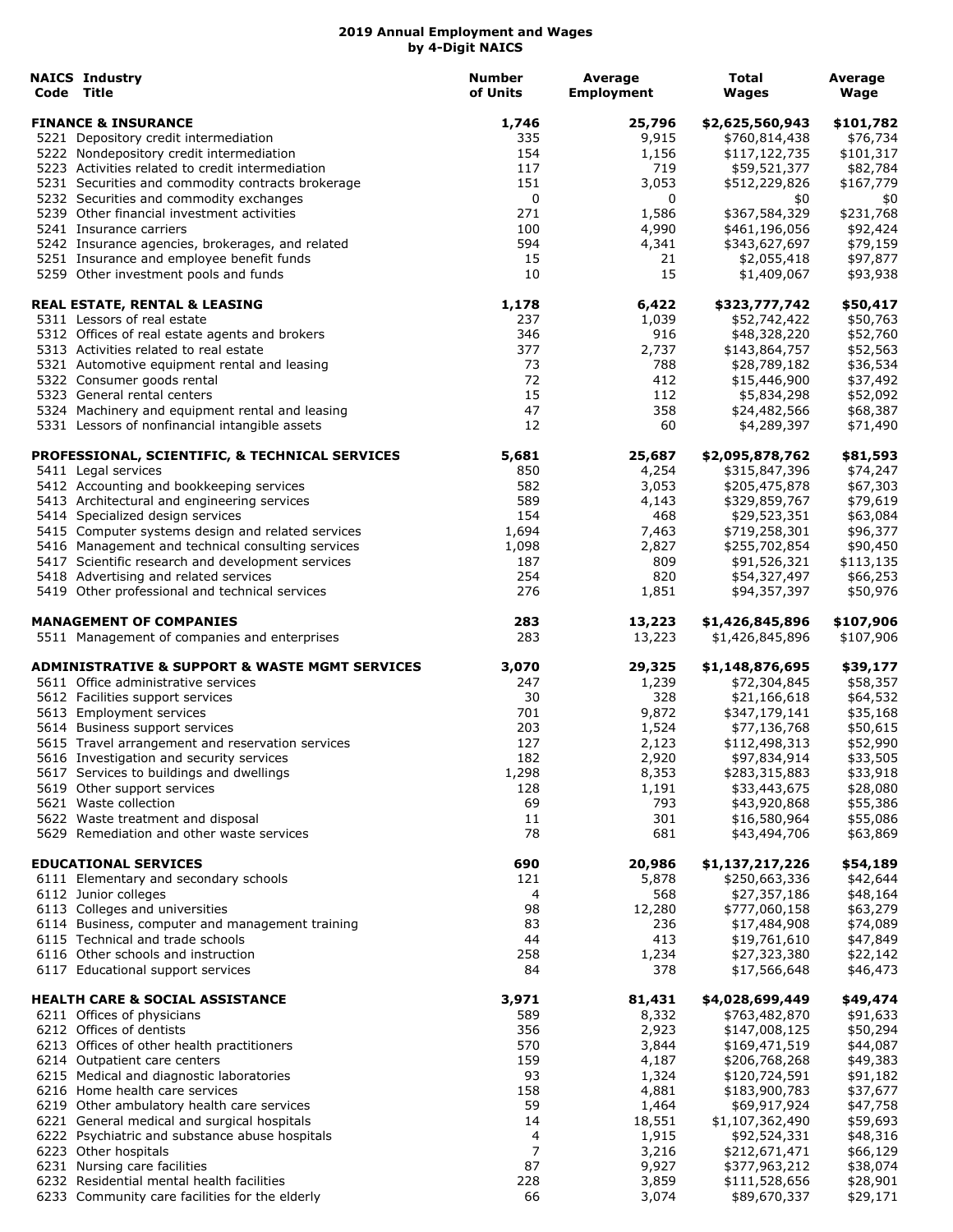# 2019 Annual Employment and Wages
## by 4-Digit NAICS

| NAICS Code | Industry Title | Number of Units | Average Employment | Total Wages | Average Wage |
|---|---|---|---|---|---|
| | **FINANCE & INSURANCE** | **1,746** | **25,796** | **$2,625,560,943** | **$101,782** |
| 5221 | Depository credit intermediation | 335 | 9,915 | $760,814,438 | $76,734 |
| 5222 | Nondepository credit intermediation | 154 | 1,156 | $117,122,735 | $101,317 |
| 5223 | Activities related to credit intermediation | 117 | 719 | $59,521,377 | $82,784 |
| 5231 | Securities and commodity contracts brokerage | 151 | 3,053 | $512,229,826 | $167,779 |
| 5232 | Securities and commodity exchanges | 0 | 0 | $0 | $0 |
| 5239 | Other financial investment activities | 271 | 1,586 | $367,584,329 | $231,768 |
| 5241 | Insurance carriers | 100 | 4,990 | $461,196,056 | $92,424 |
| 5242 | Insurance agencies, brokerages, and related | 594 | 4,341 | $343,627,697 | $79,159 |
| 5251 | Insurance and employee benefit funds | 15 | 21 | $2,055,418 | $97,877 |
| 5259 | Other investment pools and funds | 10 | 15 | $1,409,067 | $93,938 |
| | **REAL ESTATE, RENTAL & LEASING** | **1,178** | **6,422** | **$323,777,742** | **$50,417** |
| 5311 | Lessors of real estate | 237 | 1,039 | $52,742,422 | $50,763 |
| 5312 | Offices of real estate agents and brokers | 346 | 916 | $48,328,220 | $52,760 |
| 5313 | Activities related to real estate | 377 | 2,737 | $143,864,757 | $52,563 |
| 5321 | Automotive equipment rental and leasing | 73 | 788 | $28,789,182 | $36,534 |
| 5322 | Consumer goods rental | 72 | 412 | $15,446,900 | $37,492 |
| 5323 | General rental centers | 15 | 112 | $5,834,298 | $52,092 |
| 5324 | Machinery and equipment rental and leasing | 47 | 358 | $24,482,566 | $68,387 |
| 5331 | Lessors of nonfinancial intangible assets | 12 | 60 | $4,289,397 | $71,490 |
| | **PROFESSIONAL, SCIENTIFIC, & TECHNICAL SERVICES** | **5,681** | **25,687** | **$2,095,878,762** | **$81,593** |
| 5411 | Legal services | 850 | 4,254 | $315,847,396 | $74,247 |
| 5412 | Accounting and bookkeeping services | 582 | 3,053 | $205,475,878 | $67,303 |
| 5413 | Architectural and engineering services | 589 | 4,143 | $329,859,767 | $79,619 |
| 5414 | Specialized design services | 154 | 468 | $29,523,351 | $63,084 |
| 5415 | Computer systems design and related services | 1,694 | 7,463 | $719,258,301 | $96,377 |
| 5416 | Management and technical consulting services | 1,098 | 2,827 | $255,702,854 | $90,450 |
| 5417 | Scientific research and development services | 187 | 809 | $91,526,321 | $113,135 |
| 5418 | Advertising and related services | 254 | 820 | $54,327,497 | $66,253 |
| 5419 | Other professional and technical services | 276 | 1,851 | $94,357,397 | $50,976 |
| | **MANAGEMENT OF COMPANIES** | **283** | **13,223** | **$1,426,845,896** | **$107,906** |
| 5511 | Management of companies and enterprises | 283 | 13,223 | $1,426,845,896 | $107,906 |
| | **ADMINISTRATIVE & SUPPORT & WASTE MGMT SERVICES** | **3,070** | **29,325** | **$1,148,876,695** | **$39,177** |
| 5611 | Office administrative services | 247 | 1,239 | $72,304,845 | $58,357 |
| 5612 | Facilities support services | 30 | 328 | $21,166,618 | $64,532 |
| 5613 | Employment services | 701 | 9,872 | $347,179,141 | $35,168 |
| 5614 | Business support services | 203 | 1,524 | $77,136,768 | $50,615 |
| 5615 | Travel arrangement and reservation services | 127 | 2,123 | $112,498,313 | $52,990 |
| 5616 | Investigation and security services | 182 | 2,920 | $97,834,914 | $33,505 |
| 5617 | Services to buildings and dwellings | 1,298 | 8,353 | $283,315,883 | $33,918 |
| 5619 | Other support services | 128 | 1,191 | $33,443,675 | $28,080 |
| 5621 | Waste collection | 69 | 793 | $43,920,868 | $55,386 |
| 5622 | Waste treatment and disposal | 11 | 301 | $16,580,964 | $55,086 |
| 5629 | Remediation and other waste services | 78 | 681 | $43,494,706 | $63,869 |
| | **EDUCATIONAL SERVICES** | **690** | **20,986** | **$1,137,217,226** | **$54,189** |
| 6111 | Elementary and secondary schools | 121 | 5,878 | $250,663,336 | $42,644 |
| 6112 | Junior colleges | 4 | 568 | $27,357,186 | $48,164 |
| 6113 | Colleges and universities | 98 | 12,280 | $777,060,158 | $63,279 |
| 6114 | Business, computer and management training | 83 | 236 | $17,484,908 | $74,089 |
| 6115 | Technical and trade schools | 44 | 413 | $19,761,610 | $47,849 |
| 6116 | Other schools and instruction | 258 | 1,234 | $27,323,380 | $22,142 |
| 6117 | Educational support services | 84 | 378 | $17,566,648 | $46,473 |
| | **HEALTH CARE & SOCIAL ASSISTANCE** | **3,971** | **81,431** | **$4,028,699,449** | **$49,474** |
| 6211 | Offices of physicians | 589 | 8,332 | $763,482,870 | $91,633 |
| 6212 | Offices of dentists | 356 | 2,923 | $147,008,125 | $50,294 |
| 6213 | Offices of other health practitioners | 570 | 3,844 | $169,471,519 | $44,087 |
| 6214 | Outpatient care centers | 159 | 4,187 | $206,768,268 | $49,383 |
| 6215 | Medical and diagnostic laboratories | 93 | 1,324 | $120,724,591 | $91,182 |
| 6216 | Home health care services | 158 | 4,881 | $183,900,783 | $37,677 |
| 6219 | Other ambulatory health care services | 59 | 1,464 | $69,917,924 | $47,758 |
| 6221 | General medical and surgical hospitals | 14 | 18,551 | $1,107,362,490 | $59,693 |
| 6222 | Psychiatric and substance abuse hospitals | 4 | 1,915 | $92,524,331 | $48,316 |
| 6223 | Other hospitals | 7 | 3,216 | $212,671,471 | $66,129 |
| 6231 | Nursing care facilities | 87 | 9,927 | $377,963,212 | $38,074 |
| 6232 | Residential mental health facilities | 228 | 3,859 | $111,528,656 | $28,901 |
| 6233 | Community care facilities for the elderly | 66 | 3,074 | $89,670,337 | $29,171 |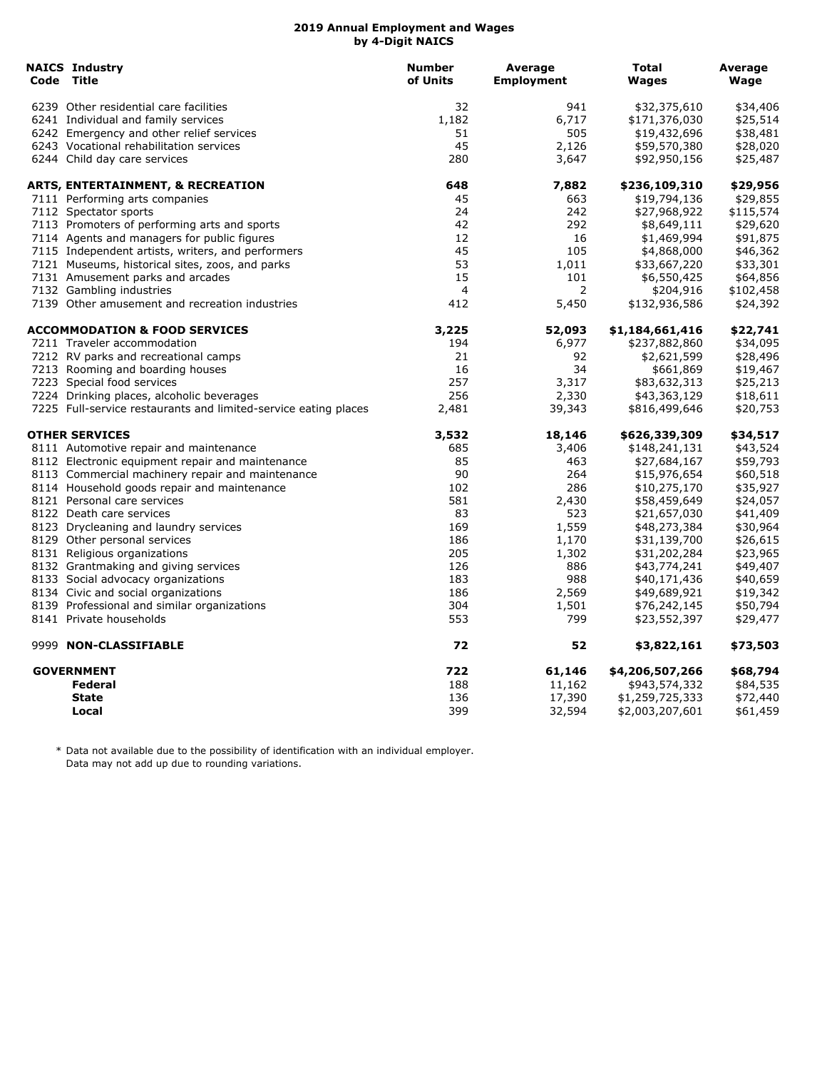**2019 Annual Employment and Wages by 4-Digit NAICS**

| NAICS Code | Industry Title | Number of Units | Average Employment | Total Wages | Average Wage |
|---|---|---|---|---|---|
| 6239 | Other residential care facilities | 32 | 941 | $32,375,610 | $34,406 |
| 6241 | Individual and family services | 1,182 | 6,717 | $171,376,030 | $25,514 |
| 6242 | Emergency and other relief services | 51 | 505 | $19,432,696 | $38,481 |
| 6243 | Vocational rehabilitation services | 45 | 2,126 | $59,570,380 | $28,020 |
| 6244 | Child day care services | 280 | 3,647 | $92,950,156 | $25,487 |
| | **ARTS, ENTERTAINMENT, & RECREATION** | **648** | **7,882** | **$236,109,310** | **$29,956** |
| 7111 | Performing arts companies | 45 | 663 | $19,794,136 | $29,855 |
| 7112 | Spectator sports | 24 | 242 | $27,968,922 | $115,574 |
| 7113 | Promoters of performing arts and sports | 42 | 292 | $8,649,111 | $29,620 |
| 7114 | Agents and managers for public figures | 12 | 16 | $1,469,994 | $91,875 |
| 7115 | Independent artists, writers, and performers | 45 | 105 | $4,868,000 | $46,362 |
| 7121 | Museums, historical sites, zoos, and parks | 53 | 1,011 | $33,667,220 | $33,301 |
| 7131 | Amusement parks and arcades | 15 | 101 | $6,550,425 | $64,856 |
| 7132 | Gambling industries | 4 | 2 | $204,916 | $102,458 |
| 7139 | Other amusement and recreation industries | 412 | 5,450 | $132,936,586 | $24,392 |
| | **ACCOMMODATION & FOOD SERVICES** | **3,225** | **52,093** | **$1,184,661,416** | **$22,741** |
| 7211 | Traveler accommodation | 194 | 6,977 | $237,882,860 | $34,095 |
| 7212 | RV parks and recreational camps | 21 | 92 | $2,621,599 | $28,496 |
| 7213 | Rooming and boarding houses | 16 | 34 | $661,869 | $19,467 |
| 7223 | Special food services | 257 | 3,317 | $83,632,313 | $25,213 |
| 7224 | Drinking places, alcoholic beverages | 256 | 2,330 | $43,363,129 | $18,611 |
| 7225 | Full-service restaurants and limited-service eating places | 2,481 | 39,343 | $816,499,646 | $20,753 |
| | **OTHER SERVICES** | **3,532** | **18,146** | **$626,339,309** | **$34,517** |
| 8111 | Automotive repair and maintenance | 685 | 3,406 | $148,241,131 | $43,524 |
| 8112 | Electronic equipment repair and maintenance | 85 | 463 | $27,684,167 | $59,793 |
| 8113 | Commercial machinery repair and maintenance | 90 | 264 | $15,976,654 | $60,518 |
| 8114 | Household goods repair and maintenance | 102 | 286 | $10,275,170 | $35,927 |
| 8121 | Personal care services | 581 | 2,430 | $58,459,649 | $24,057 |
| 8122 | Death care services | 83 | 523 | $21,657,030 | $41,409 |
| 8123 | Drycleaning and laundry services | 169 | 1,559 | $48,273,384 | $30,964 |
| 8129 | Other personal services | 186 | 1,170 | $31,139,700 | $26,615 |
| 8131 | Religious organizations | 205 | 1,302 | $31,202,284 | $23,965 |
| 8132 | Grantmaking and giving services | 126 | 886 | $43,774,241 | $49,407 |
| 8133 | Social advocacy organizations | 183 | 988 | $40,171,436 | $40,659 |
| 8134 | Civic and social organizations | 186 | 2,569 | $49,689,921 | $19,342 |
| 8139 | Professional and similar organizations | 304 | 1,501 | $76,242,145 | $50,794 |
| 8141 | Private households | 553 | 799 | $23,552,397 | $29,477 |
| 9999 | **NON-CLASSIFIABLE** | **72** | **52** | **$3,822,161** | **$73,503** |
| | **GOVERNMENT** | **722** | **61,146** | **$4,206,507,266** | **$68,794** |
| | **Federal** | 188 | 11,162 | $943,574,332 | $84,535 |
| | **State** | 136 | 17,390 | $1,259,725,333 | $72,440 |
| | **Local** | 399 | 32,594 | $2,003,207,601 | $61,459 |

\* Data not available due to the possibility of identification with an individual employer.
Data may not add up due to rounding variations.